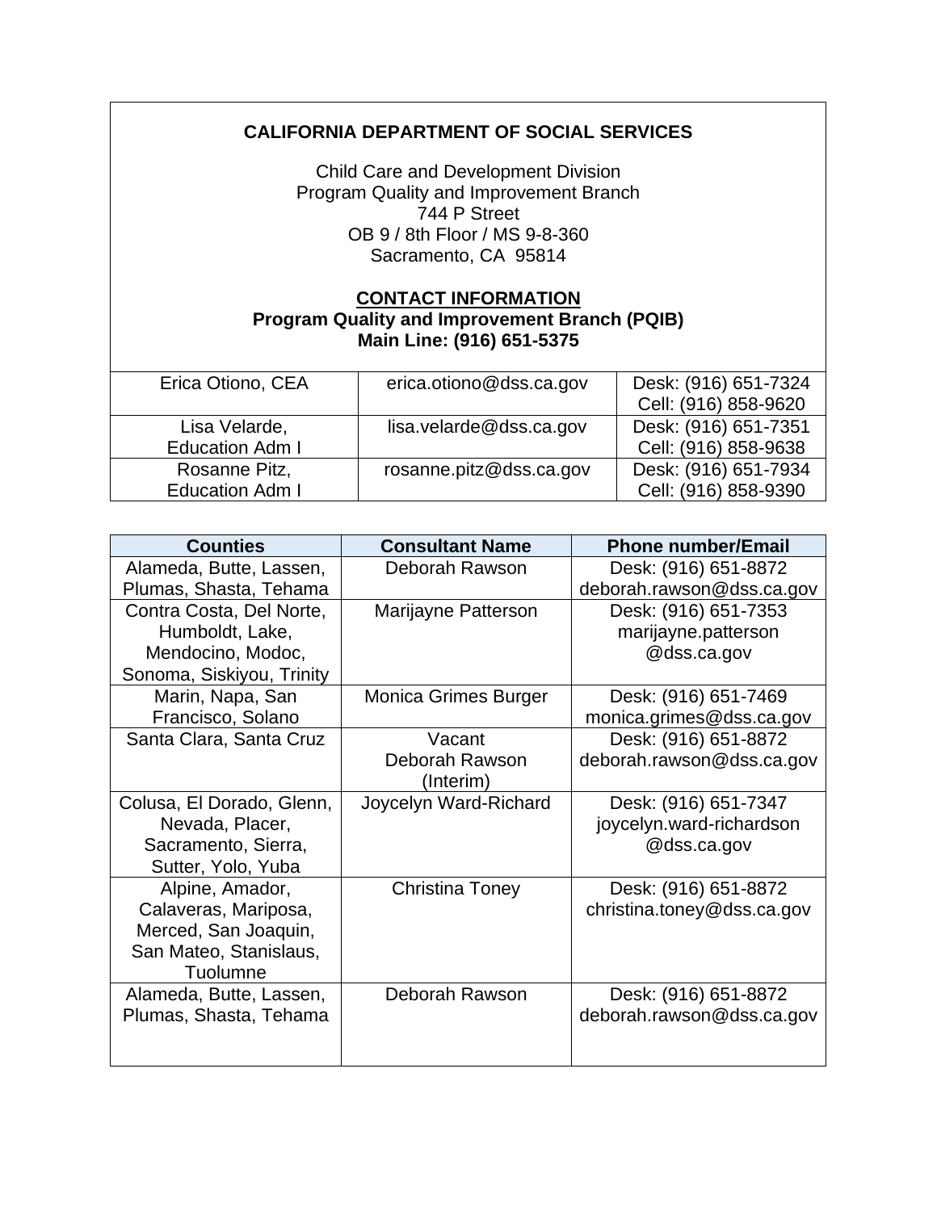**CALIFORNIA DEPARTMENT OF SOCIAL SERVICES**

Child Care and Development Division
Program Quality and Improvement Branch
744 P Street
OB 9 / 8th Floor / MS 9-8-360
Sacramento, CA 95814

**CONTACT INFORMATION**
**Program Quality and Improvement Branch (PQIB)**
**Main Line: (916) 651-5375**

| | | |
|---|---|---|
| Erica Otiono, CEA | erica.otiono@dss.ca.gov | Desk: (916) 651-7324<br>Cell: (916) 858-9620 |
| Lisa Velarde,<br>Education Adm I | lisa.velarde@dss.ca.gov | Desk: (916) 651-7351<br>Cell: (916) 858-9638 |
| Rosanne Pitz,<br>Education Adm I | rosanne.pitz@dss.ca.gov | Desk: (916) 651-7934<br>Cell: (916) 858-9390 |

| Counties | Consultant Name | Phone number/Email |
|---|---|---|
| Alameda, Butte, Lassen, Plumas, Shasta, Tehama | Deborah Rawson | Desk: (916) 651-8872<br>deborah.rawson@dss.ca.gov |
| Contra Costa, Del Norte, Humboldt, Lake, Mendocino, Modoc, Sonoma, Siskiyou, Trinity | Marijayne Patterson | Desk: (916) 651-7353<br>marijayne.patterson@dss.ca.gov |
| Marin, Napa, San Francisco, Solano | Monica Grimes Burger | Desk: (916) 651-7469<br>monica.grimes@dss.ca.gov |
| Santa Clara, Santa Cruz | Vacant<br>Deborah Rawson (Interim) | Desk: (916) 651-8872<br>deborah.rawson@dss.ca.gov |
| Colusa, El Dorado, Glenn, Nevada, Placer, Sacramento, Sierra, Sutter, Yolo, Yuba | Joycelyn Ward-Richard | Desk: (916) 651-7347<br>joycelyn.ward-richardson@dss.ca.gov |
| Alpine, Amador, Calaveras, Mariposa, Merced, San Joaquin, San Mateo, Stanislaus, Tuolumne | Christina Toney | Desk: (916) 651-8872<br>christina.toney@dss.ca.gov |
| Alameda, Butte, Lassen, Plumas, Shasta, Tehama | Deborah Rawson | Desk: (916) 651-8872<br>deborah.rawson@dss.ca.gov |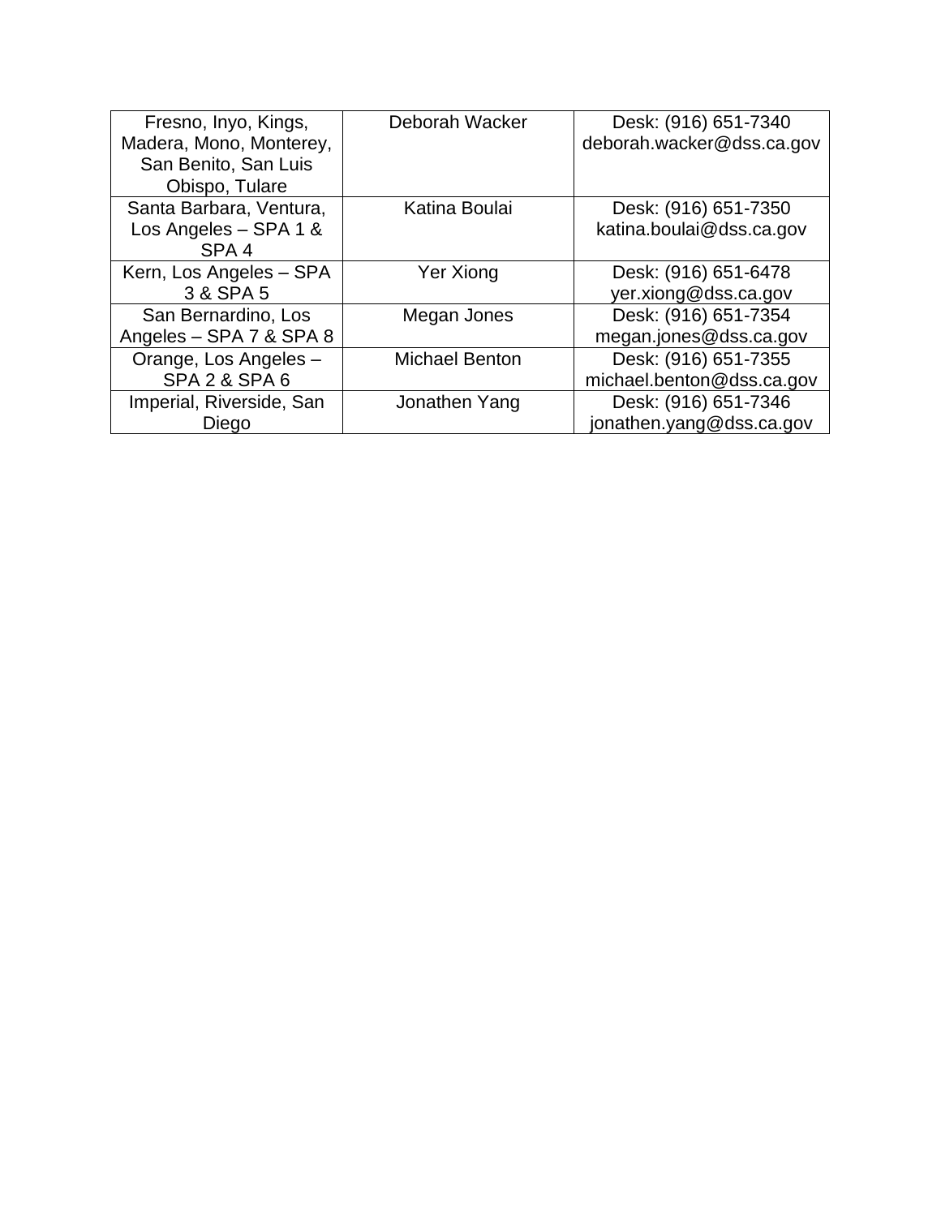| | | |
|---|---|---|
| Fresno, Inyo, Kings, Madera, Mono, Monterey, San Benito, San Luis Obispo, Tulare | Deborah Wacker | Desk: (916) 651-7340 deborah.wacker@dss.ca.gov |
| Santa Barbara, Ventura, Los Angeles – SPA 1 & SPA 4 | Katina Boulai | Desk: (916) 651-7350 katina.boulai@dss.ca.gov |
| Kern, Los Angeles – SPA 3 & SPA 5 | Yer Xiong | Desk: (916) 651-6478 yer.xiong@dss.ca.gov |
| San Bernardino, Los Angeles – SPA 7 & SPA 8 | Megan Jones | Desk: (916) 651-7354 megan.jones@dss.ca.gov |
| Orange, Los Angeles – SPA 2 & SPA 6 | Michael Benton | Desk: (916) 651-7355 michael.benton@dss.ca.gov |
| Imperial, Riverside, San Diego | Jonathen Yang | Desk: (916) 651-7346 jonathen.yang@dss.ca.gov |